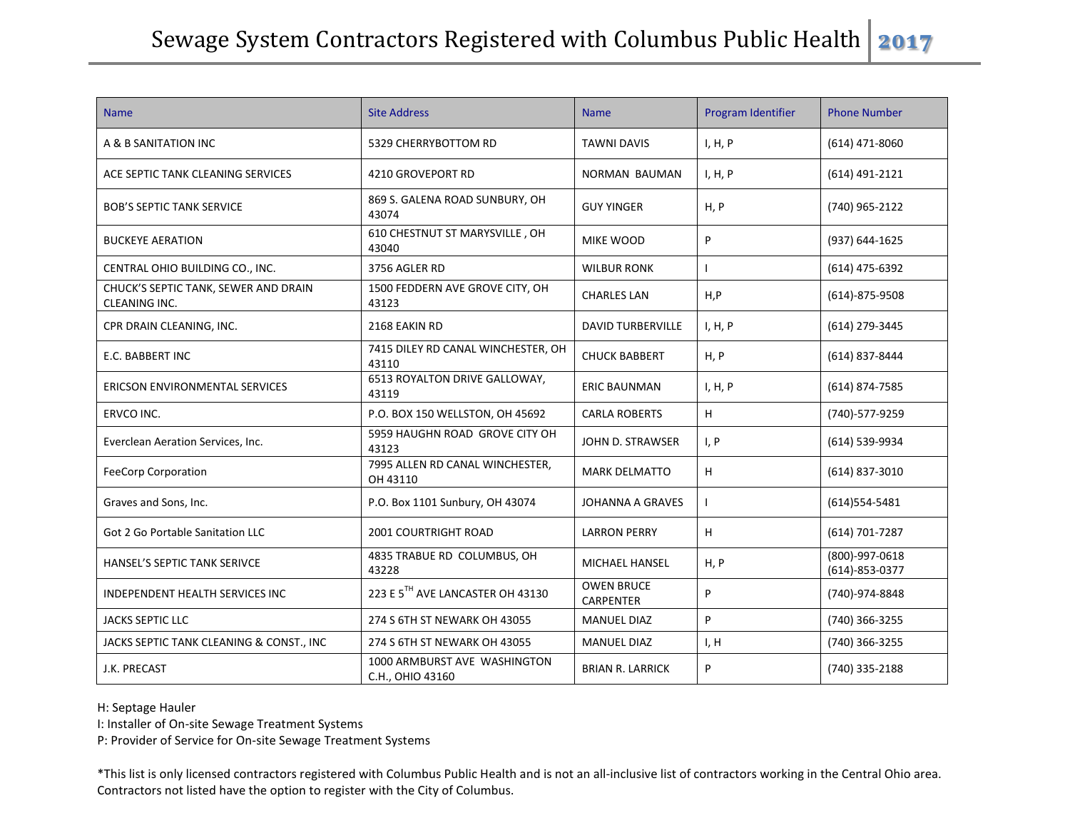# Sewage System Contractors Registered with Columbus Public Health 2017

| Name | Site Address | Name | Program Identifier | Phone Number |
|---|---|---|---|---|
| A & B SANITATION INC | 5329 CHERRYBOTTOM RD | TAWNI DAVIS | I, H, P | (614) 471-8060 |
| ACE SEPTIC TANK CLEANING SERVICES | 4210 GROVEPORT RD | NORMAN BAUMAN | I, H, P | (614) 491-2121 |
| BOB'S SEPTIC TANK SERVICE | 869 S. GALENA ROAD SUNBURY, OH 43074 | GUY YINGER | H, P | (740) 965-2122 |
| BUCKEYE AERATION | 610 CHESTNUT ST MARYSVILLE , OH 43040 | MIKE WOOD | P | (937) 644-1625 |
| CENTRAL OHIO BUILDING CO., INC. | 3756 AGLER RD | WILBUR RONK | I | (614) 475-6392 |
| CHUCK'S SEPTIC TANK, SEWER AND DRAIN CLEANING INC. | 1500 FEDDERN AVE GROVE CITY, OH 43123 | CHARLES LAN | H,P | (614)-875-9508 |
| CPR DRAIN CLEANING, INC. | 2168 EAKIN RD | DAVID TURBERVILLE | I, H, P | (614) 279-3445 |
| E.C. BABBERT INC | 7415 DILEY RD CANAL WINCHESTER, OH 43110 | CHUCK BABBERT | H, P | (614) 837-8444 |
| ERICSON ENVIRONMENTAL SERVICES | 6513 ROYALTON DRIVE GALLOWAY, 43119 | ERIC BAUNMAN | I, H, P | (614) 874-7585 |
| ERVCO INC. | P.O. BOX 150 WELLSTON, OH 45692 | CARLA ROBERTS | H | (740)-577-9259 |
| Everclean Aeration Services, Inc. | 5959 HAUGHN ROAD GROVE CITY OH 43123 | JOHN D. STRAWSER | I, P | (614) 539-9934 |
| FeeCorp Corporation | 7995 ALLEN RD CANAL WINCHESTER, OH 43110 | MARK DELMATTO | H | (614) 837-3010 |
| Graves and Sons, Inc. | P.O. Box 1101 Sunbury, OH 43074 | JOHANNA A GRAVES | I | (614)554-5481 |
| Got 2 Go Portable Sanitation LLC | 2001 COURTRIGHT ROAD | LARRON PERRY | H | (614) 701-7287 |
| HANSEL'S SEPTIC TANK SERIVCE | 4835 TRABUE RD COLUMBUS, OH 43228 | MICHAEL HANSEL | H, P | (800)-997-0618 (614)-853-0377 |
| INDEPENDENT HEALTH SERVICES INC | 223 E 5TH AVE LANCASTER OH 43130 | OWEN BRUCE CARPENTER | P | (740)-974-8848 |
| JACKS SEPTIC LLC | 274 S 6TH ST NEWARK OH 43055 | MANUEL DIAZ | P | (740) 366-3255 |
| JACKS SEPTIC TANK CLEANING & CONST., INC | 274 S 6TH ST NEWARK OH 43055 | MANUEL DIAZ | I, H | (740) 366-3255 |
| J.K. PRECAST | 1000 ARMBURST AVE WASHINGTON C.H., OHIO 43160 | BRIAN R. LARRICK | P | (740) 335-2188 |

H: Septage Hauler
I: Installer of On-site Sewage Treatment Systems
P: Provider of Service for On-site Sewage Treatment Systems

*This list is only licensed contractors registered with Columbus Public Health and is not an all-inclusive list of contractors working in the Central Ohio area. Contractors not listed have the option to register with the City of Columbus.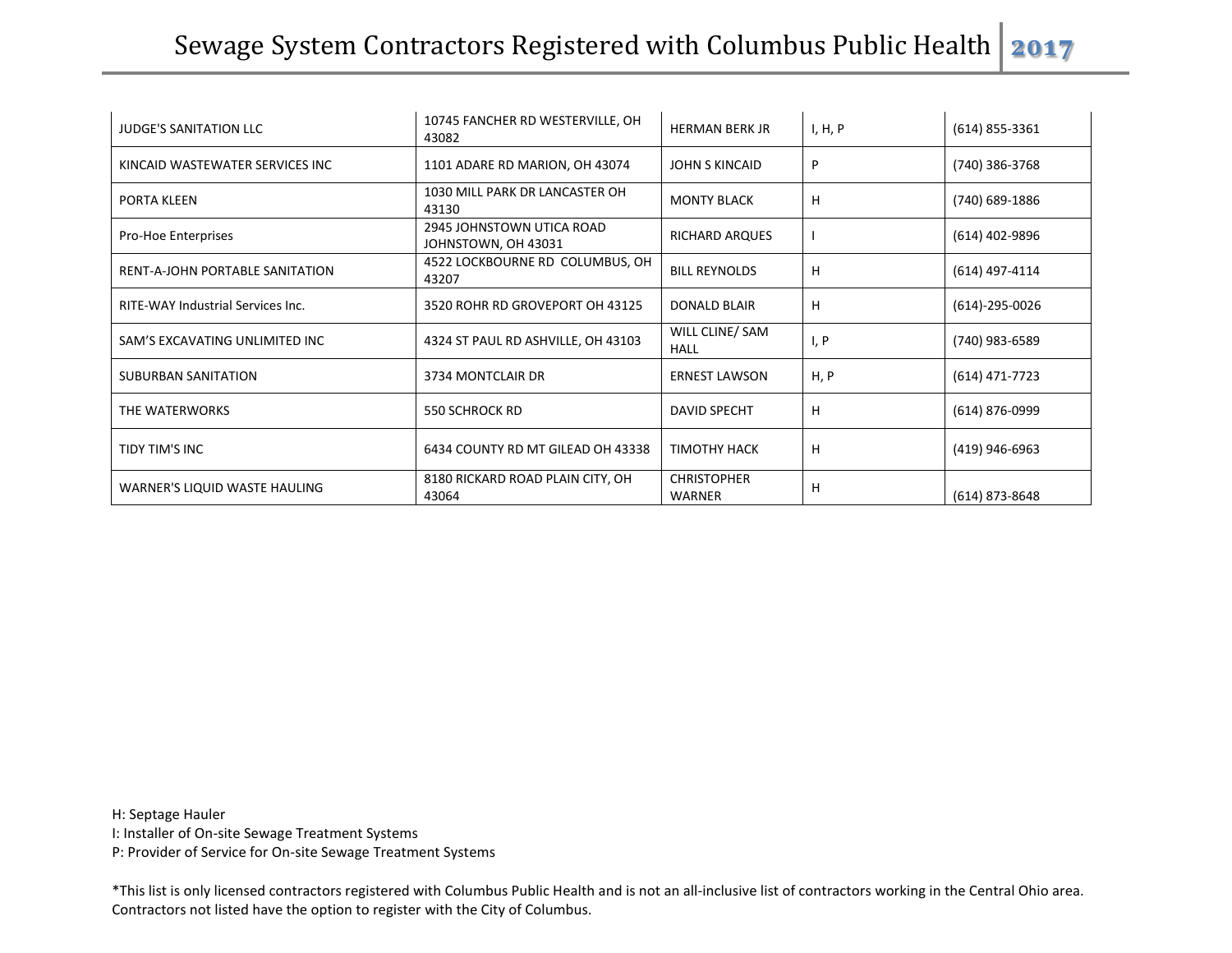| | | | | |
|---|---|---|---|---|
| JUDGE'S SANITATION LLC | 10745 FANCHER RD WESTERVILLE, OH 43082 | HERMAN BERK JR | I, H, P | (614) 855-3361 |
| KINCAID WASTEWATER SERVICES INC | 1101 ADARE RD MARION, OH 43074 | JOHN S KINCAID | P | (740) 386-3768 |
| PORTA KLEEN | 1030 MILL PARK DR LANCASTER OH 43130 | MONTY BLACK | H | (740) 689-1886 |
| Pro-Hoe Enterprises | 2945 JOHNSTOWN UTICA ROAD JOHNSTOWN, OH 43031 | RICHARD ARQUES | I | (614) 402-9896 |
| RENT-A-JOHN PORTABLE SANITATION | 4522 LOCKBOURNE RD COLUMBUS, OH 43207 | BILL REYNOLDS | H | (614) 497-4114 |
| RITE-WAY Industrial Services Inc. | 3520 ROHR RD GROVEPORT OH 43125 | DONALD BLAIR | H | (614)-295-0026 |
| SAM'S EXCAVATING UNLIMITED INC | 4324 ST PAUL RD ASHVILLE, OH 43103 | WILL CLINE/ SAM HALL | I, P | (740) 983-6589 |
| SUBURBAN SANITATION | 3734 MONTCLAIR DR | ERNEST LAWSON | H, P | (614) 471-7723 |
| THE WATERWORKS | 550 SCHROCK RD | DAVID SPECHT | H | (614) 876-0999 |
| TIDY TIM'S INC | 6434 COUNTY RD MT GILEAD OH 43338 | TIMOTHY HACK | H | (419) 946-6963 |
| WARNER'S LIQUID WASTE HAULING | 8180 RICKARD ROAD PLAIN CITY, OH 43064 | CHRISTOPHER WARNER | H | (614) 873-8648 |

H: Septage Hauler
I: Installer of On-site Sewage Treatment Systems
P: Provider of Service for On-site Sewage Treatment Systems

*This list is only licensed contractors registered with Columbus Public Health and is not an all-inclusive list of contractors working in the Central Ohio area. Contractors not listed have the option to register with the City of Columbus.